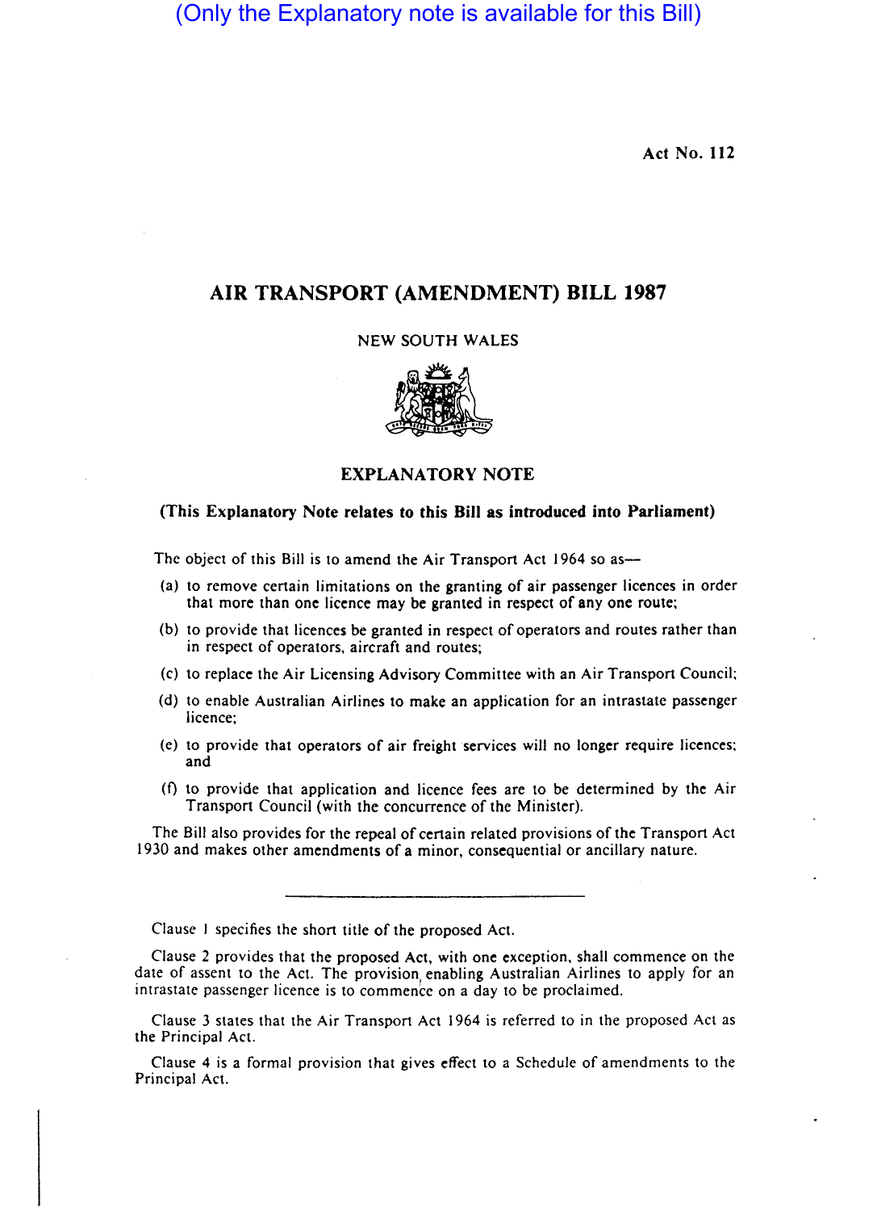(Only the Explanatory note is available for this Bill)

Act No. 112

# AIR TRANSPORT (AMENDMENT) BILL 1987

NEW SOUTH WALES

## EXPLANATORY NOTE

**(This Explanatory Note relates to this Bill as introduced into Parliament)**

The object of this Bill is to amend the Air Transport Act 1964 so as—

(a) to remove certain limitations on the granting of air passenger licences in order that more than one licence may be granted in respect of any one route;

(b) to provide that licences be granted in respect of operators and routes rather than in respect of operators, aircraft and routes;

(c) to replace the Air Licensing Advisory Committee with an Air Transport Council;

(d) to enable Australian Airlines to make an application for an intrastate passenger licence;

(e) to provide that operators of air freight services will no longer require licences; and

(f) to provide that application and licence fees are to be determined by the Air Transport Council (with the concurrence of the Minister).

The Bill also provides for the repeal of certain related provisions of the Transport Act 1930 and makes other amendments of a minor, consequential or ancillary nature.

---

Clause 1 specifies the short title of the proposed Act.

Clause 2 provides that the proposed Act, with one exception, shall commence on the date of assent to the Act. The provision enabling Australian Airlines to apply for an intrastate passenger licence is to commence on a day to be proclaimed.

Clause 3 states that the Air Transport Act 1964 is referred to in the proposed Act as the Principal Act.

Clause 4 is a formal provision that gives effect to a Schedule of amendments to the Principal Act.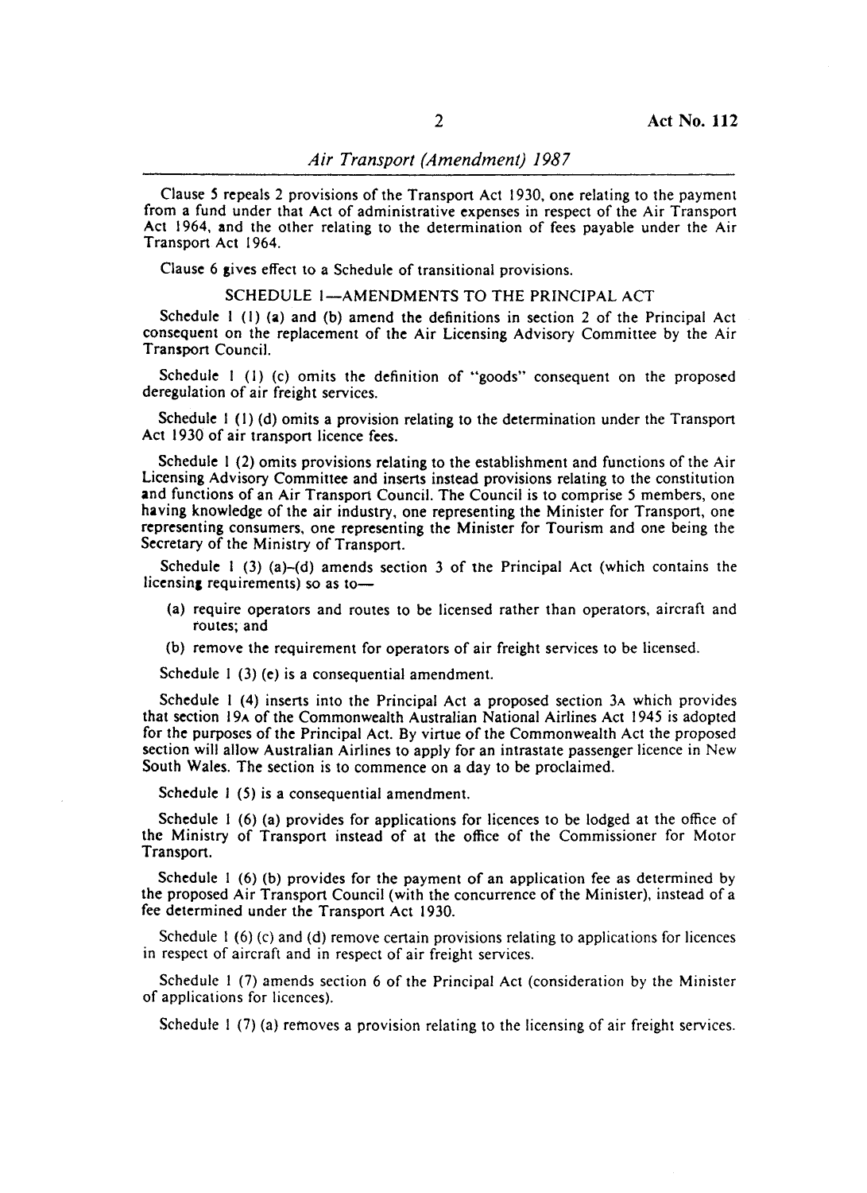Clause 5 repeals 2 provisions of the Transport Act 1930, one relating to the payment from a fund under that Act of administrative expenses in respect of the Air Transport Act 1964, and the other relating to the determination of fees payable under the Air Transport Act 1964.

Clause 6 gives effect to a Schedule of transitional provisions.

## SCHEDULE 1—AMENDMENTS TO THE PRINCIPAL ACT

Schedule 1 (1) (a) and (b) amend the definitions in section 2 of the Principal Act consequent on the replacement of the Air Licensing Advisory Committee by the Air Transport Council.

Schedule 1 (1) (c) omits the definition of "goods" consequent on the proposed deregulation of air freight services.

Schedule 1 (1) (d) omits a provision relating to the determination under the Transport Act 1930 of air transport licence fees.

Schedule 1 (2) omits provisions relating to the establishment and functions of the Air Licensing Advisory Committee and inserts instead provisions relating to the constitution and functions of an Air Transport Council. The Council is to comprise 5 members, one having knowledge of the air industry, one representing the Minister for Transport, one representing consumers, one representing the Minister for Tourism and one being the Secretary of the Ministry of Transport.

Schedule 1 (3) (a)–(d) amends section 3 of the Principal Act (which contains the licensing requirements) so as to—

- (a) require operators and routes to be licensed rather than operators, aircraft and routes; and
- (b) remove the requirement for operators of air freight services to be licensed.

Schedule 1 (3) (e) is a consequential amendment.

Schedule 1 (4) inserts into the Principal Act a proposed section 3A which provides that section 19A of the Commonwealth Australian National Airlines Act 1945 is adopted for the purposes of the Principal Act. By virtue of the Commonwealth Act the proposed section will allow Australian Airlines to apply for an intrastate passenger licence in New South Wales. The section is to commence on a day to be proclaimed.

Schedule 1 (5) is a consequential amendment.

Schedule 1 (6) (a) provides for applications for licences to be lodged at the office of the Ministry of Transport instead of at the office of the Commissioner for Motor Transport.

Schedule 1 (6) (b) provides for the payment of an application fee as determined by the proposed Air Transport Council (with the concurrence of the Minister), instead of a fee determined under the Transport Act 1930.

Schedule 1 (6) (c) and (d) remove certain provisions relating to applications for licences in respect of aircraft and in respect of air freight services.

Schedule 1 (7) amends section 6 of the Principal Act (consideration by the Minister of applications for licences).

Schedule 1 (7) (a) removes a provision relating to the licensing of air freight services.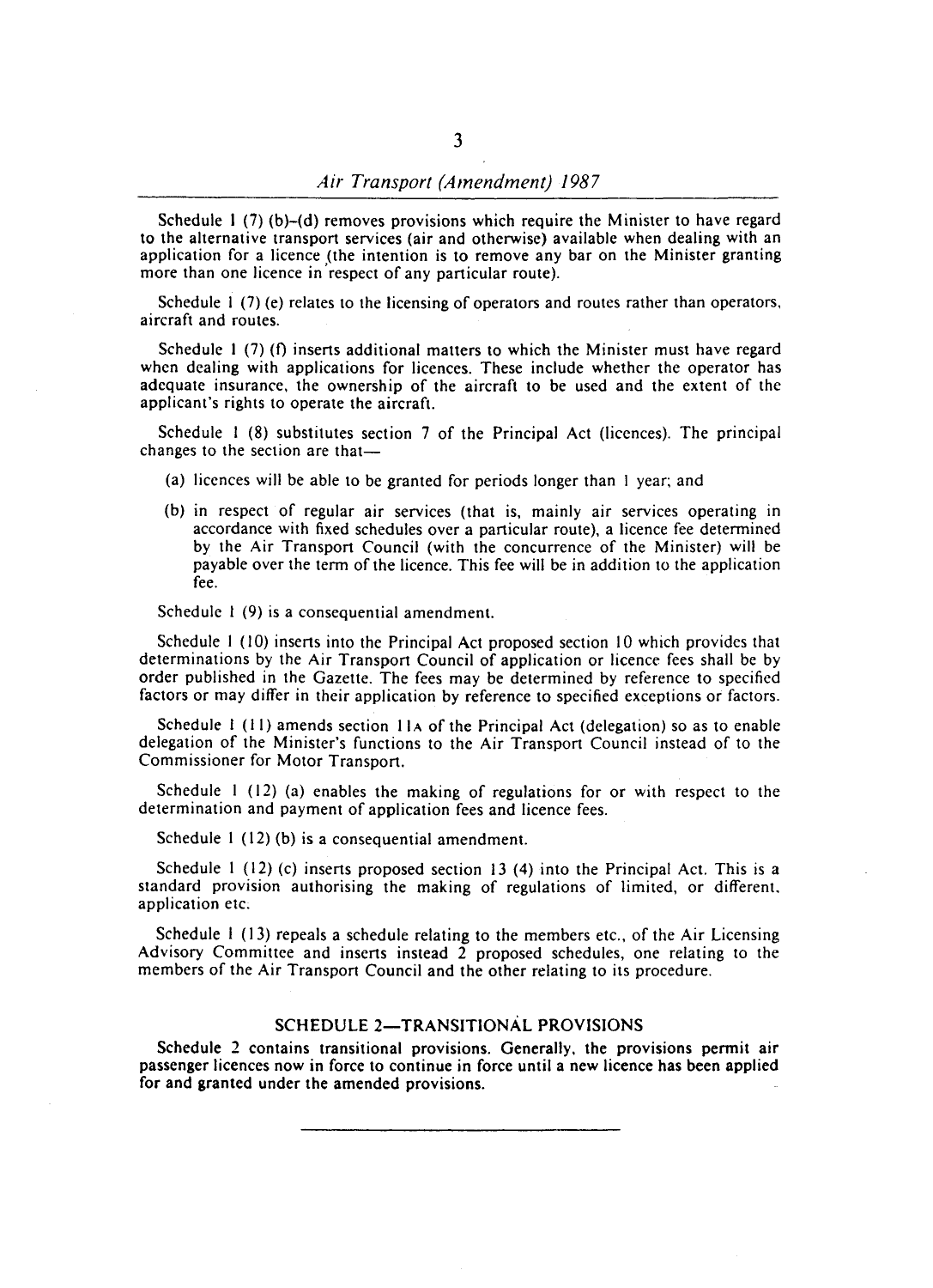Schedule 1 (7) (b)–(d) removes provisions which require the Minister to have regard to the alternative transport services (air and otherwise) available when dealing with an application for a licence (the intention is to remove any bar on the Minister granting more than one licence in respect of any particular route).

Schedule 1 (7) (e) relates to the licensing of operators and routes rather than operators, aircraft and routes.

Schedule 1 (7) (f) inserts additional matters to which the Minister must have regard when dealing with applications for licences. These include whether the operator has adequate insurance, the ownership of the aircraft to be used and the extent of the applicant's rights to operate the aircraft.

Schedule 1 (8) substitutes section 7 of the Principal Act (licences). The principal changes to the section are that—

(a) licences will be able to be granted for periods longer than 1 year; and

(b) in respect of regular air services (that is, mainly air services operating in accordance with fixed schedules over a particular route), a licence fee determined by the Air Transport Council (with the concurrence of the Minister) will be payable over the term of the licence. This fee will be in addition to the application fee.

Schedule 1 (9) is a consequential amendment.

Schedule 1 (10) inserts into the Principal Act proposed section 10 which provides that determinations by the Air Transport Council of application or licence fees shall be by order published in the Gazette. The fees may be determined by reference to specified factors or may differ in their application by reference to specified exceptions or factors.

Schedule 1 (11) amends section 11A of the Principal Act (delegation) so as to enable delegation of the Minister's functions to the Air Transport Council instead of to the Commissioner for Motor Transport.

Schedule 1 (12) (a) enables the making of regulations for or with respect to the determination and payment of application fees and licence fees.

Schedule 1 (12) (b) is a consequential amendment.

Schedule 1 (12) (c) inserts proposed section 13 (4) into the Principal Act. This is a standard provision authorising the making of regulations of limited, or different, application etc.

Schedule 1 (13) repeals a schedule relating to the members etc., of the Air Licensing Advisory Committee and inserts instead 2 proposed schedules, one relating to the members of the Air Transport Council and the other relating to its procedure.

## SCHEDULE 2—TRANSITIONAL PROVISIONS

**Schedule 2 contains transitional provisions. Generally, the provisions permit air passenger licences now in force to continue in force until a new licence has been applied for and granted under the amended provisions.**